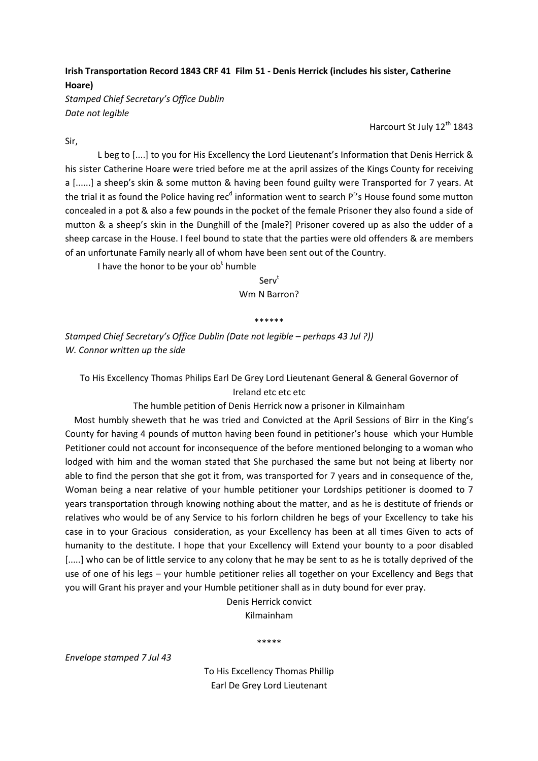**Irish Transportation Record 1843 CRF 41 Film 51 - Denis Herrick (includes his sister, Catherine Hoare)**

*Stamped Chief Secretary's Office Dublin*
*Date not legible*

Harcourt St July 12th 1843

Sir,

L beg to [....] to you for His Excellency the Lord Lieutenant's Information that Denis Herrick & his sister Catherine Hoare were tried before me at the april assizes of the Kings County for receiving a [......] a sheep's skin & some mutton & having been found guilty were Transported for 7 years. At the trial it as found the Police having recd information went to search Prs House found some mutton concealed in a pot & also a few pounds in the pocket of the female Prisoner they also found a side of mutton & a sheep's skin in the Dunghill of the [male?] Prisoner covered up as also the udder of a sheep carcase in the House. I feel bound to state that the parties were old offenders & are members of an unfortunate Family nearly all of whom have been sent out of the Country.

I have the honor to be your obt humble

Servt
Wm N Barron?

\*\*\*\*\*\*

*Stamped Chief Secretary's Office Dublin (Date not legible – perhaps 43 Jul ?))*
*W. Connor written up the side*

To His Excellency Thomas Philips Earl De Grey Lord Lieutenant General & General Governor of Ireland etc etc etc

The humble petition of Denis Herrick now a prisoner in Kilmainham

Most humbly sheweth that he was tried and Convicted at the April Sessions of Birr in the King's County for having 4 pounds of mutton having been found in petitioner's house which your Humble Petitioner could not account for inconsequence of the before mentioned belonging to a woman who lodged with him and the woman stated that She purchased the same but not being at liberty nor able to find the person that she got it from, was transported for 7 years and in consequence of the, Woman being a near relative of your humble petitioner your Lordships petitioner is doomed to 7 years transportation through knowing nothing about the matter, and as he is destitute of friends or relatives who would be of any Service to his forlorn children he begs of your Excellency to take his case in to your Gracious consideration, as your Excellency has been at all times Given to acts of humanity to the destitute. I hope that your Excellency will Extend your bounty to a poor disabled [.....] who can be of little service to any colony that he may be sent to as he is totally deprived of the use of one of his legs – your humble petitioner relies all together on your Excellency and Begs that you will Grant his prayer and your Humble petitioner shall as in duty bound for ever pray.

Denis Herrick convict
Kilmainham

\*\*\*\*\*

*Envelope stamped 7 Jul 43*

To His Excellency Thomas Phillip
Earl De Grey Lord Lieutenant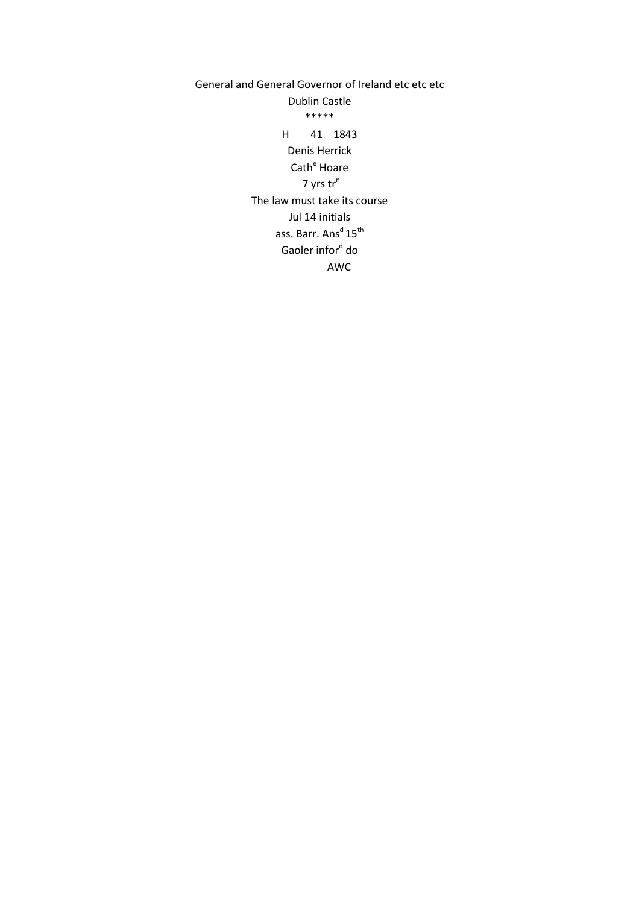General and General Governor of Ireland etc etc etc

Dublin Castle

*****

H 41 1843

Denis Herrick

Cath[e] Hoare

7 yrs tr[n]

The law must take its course

Jul 14 initials

ass. Barr. Ans[d] 15[th]

Gaoler infor[d] do

AWC